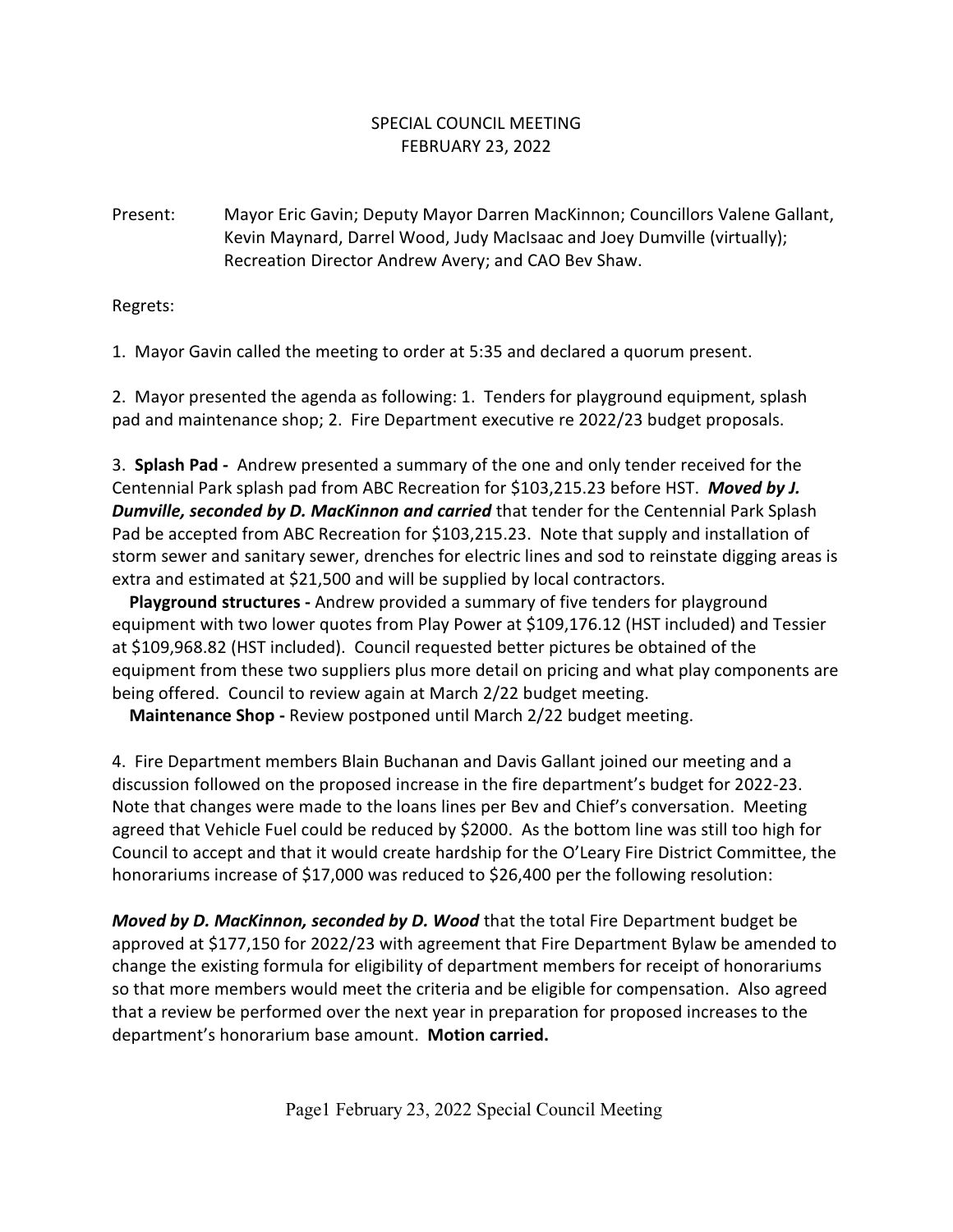SPECIAL COUNCIL MEETING
FEBRUARY 23, 2022

Present: Mayor Eric Gavin; Deputy Mayor Darren MacKinnon; Councillors Valene Gallant, Kevin Maynard, Darrel Wood, Judy MacIsaac and Joey Dumville (virtually); Recreation Director Andrew Avery; and CAO Bev Shaw.

Regrets:

1. Mayor Gavin called the meeting to order at 5:35 and declared a quorum present.

2. Mayor presented the agenda as following: 1. Tenders for playground equipment, splash pad and maintenance shop; 2. Fire Department executive re 2022/23 budget proposals.

3. **Splash Pad -** Andrew presented a summary of the one and only tender received for the Centennial Park splash pad from ABC Recreation for $103,215.23 before HST. ***Moved by J. Dumville, seconded by D. MacKinnon and carried*** that tender for the Centennial Park Splash Pad be accepted from ABC Recreation for $103,215.23. Note that supply and installation of storm sewer and sanitary sewer, drenches for electric lines and sod to reinstate digging areas is extra and estimated at $21,500 and will be supplied by local contractors.

**Playground structures -** Andrew provided a summary of five tenders for playground equipment with two lower quotes from Play Power at $109,176.12 (HST included) and Tessier at $109,968.82 (HST included). Council requested better pictures be obtained of the equipment from these two suppliers plus more detail on pricing and what play components are being offered. Council to review again at March 2/22 budget meeting.

**Maintenance Shop -** Review postponed until March 2/22 budget meeting.

4. Fire Department members Blain Buchanan and Davis Gallant joined our meeting and a discussion followed on the proposed increase in the fire department's budget for 2022-23. Note that changes were made to the loans lines per Bev and Chief's conversation. Meeting agreed that Vehicle Fuel could be reduced by $2000. As the bottom line was still too high for Council to accept and that it would create hardship for the O'Leary Fire District Committee, the honorariums increase of $17,000 was reduced to $26,400 per the following resolution:

***Moved by D. MacKinnon, seconded by D. Wood*** that the total Fire Department budget be approved at $177,150 for 2022/23 with agreement that Fire Department Bylaw be amended to change the existing formula for eligibility of department members for receipt of honorariums so that more members would meet the criteria and be eligible for compensation. Also agreed that a review be performed over the next year in preparation for proposed increases to the department's honorarium base amount. **Motion carried.**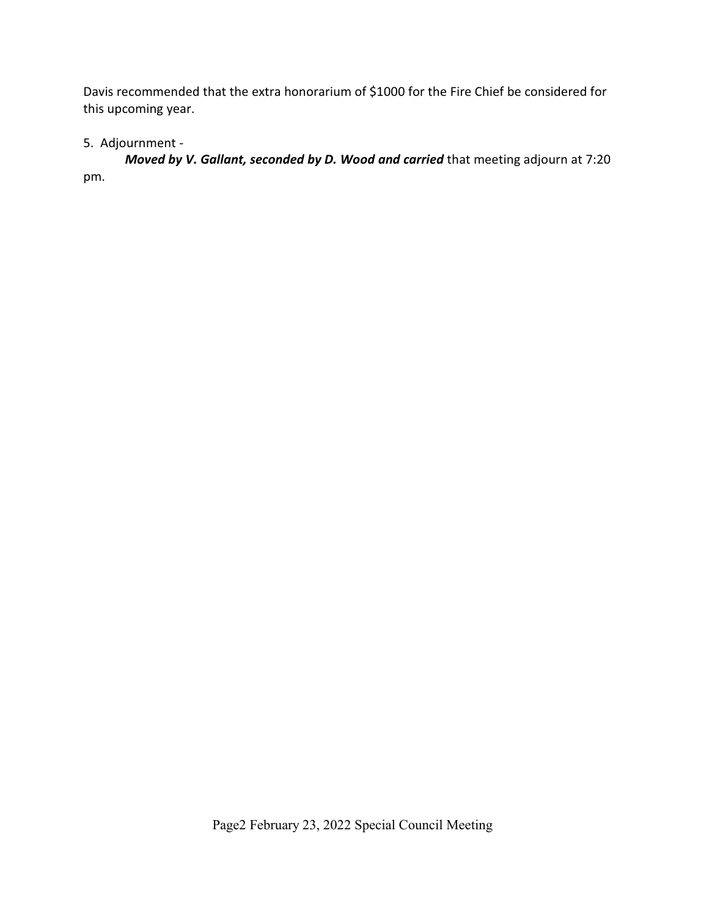Davis recommended that the extra honorarium of $1000 for the Fire Chief be considered for this upcoming year.

5. Adjournment -

***Moved by V. Gallant, seconded by D. Wood and carried*** that meeting adjourn at 7:20 pm.